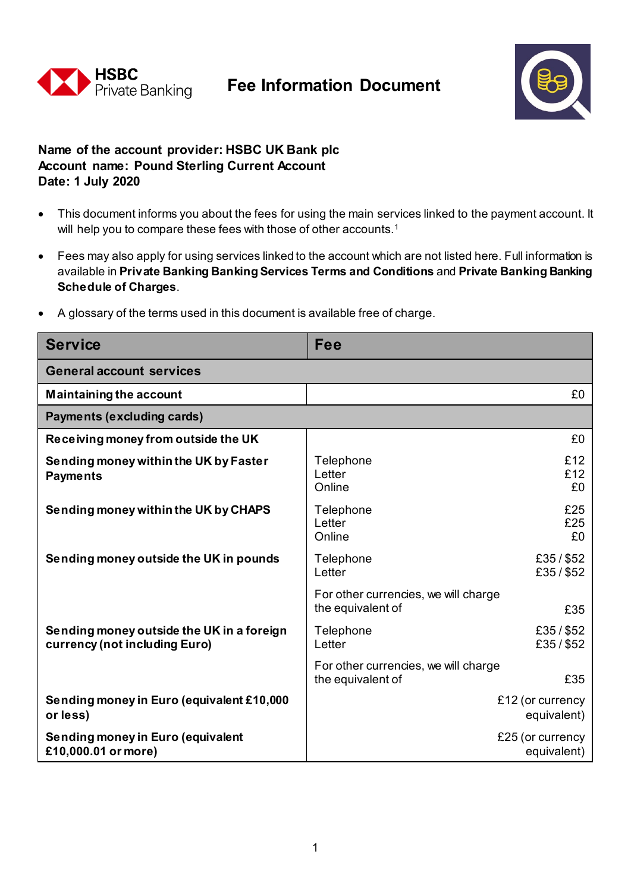HSBC Private Banking

# Fee Information Document

**Name of the account provider: HSBC UK Bank plc**
**Account name: Pound Sterling Current Account**
**Date: 1 July 2020**

- This document informs you about the fees for using the main services linked to the payment account. It will help you to compare these fees with those of other accounts.[1]
- Fees may also apply for using services linked to the account which are not listed here. Full information is available in **Private Banking Banking Services Terms and Conditions** and **Private Banking Banking Schedule of Charges**.
- A glossary of the terms used in this document is available free of charge.

| Service | Fee | |
|---|---|---|
| **General account services** | | |
| **Maintaining the account** | | £0 |
| **Payments (excluding cards)** | | |
| **Receiving money from outside the UK** | | £0 |
| **Sending money within the UK by Faster Payments** | Telephone<br>Letter<br>Online | £12<br>£12<br>£0 |
| **Sending money within the UK by CHAPS** | Telephone<br>Letter<br>Online | £25<br>£25<br>£0 |
| **Sending money outside the UK in pounds** | Telephone<br>Letter | £35 / $52<br>£35 / $52 |
| | For other currencies, we will charge the equivalent of | £35 |
| **Sending money outside the UK in a foreign currency (not including Euro)** | Telephone<br>Letter | £35 / $52<br>£35 / $52 |
| | For other currencies, we will charge the equivalent of | £35 |
| **Sending money in Euro (equivalent £10,000 or less)** | | £12 (or currency equivalent) |
| **Sending money in Euro (equivalent £10,000.01 or more)** | | £25 (or currency equivalent) |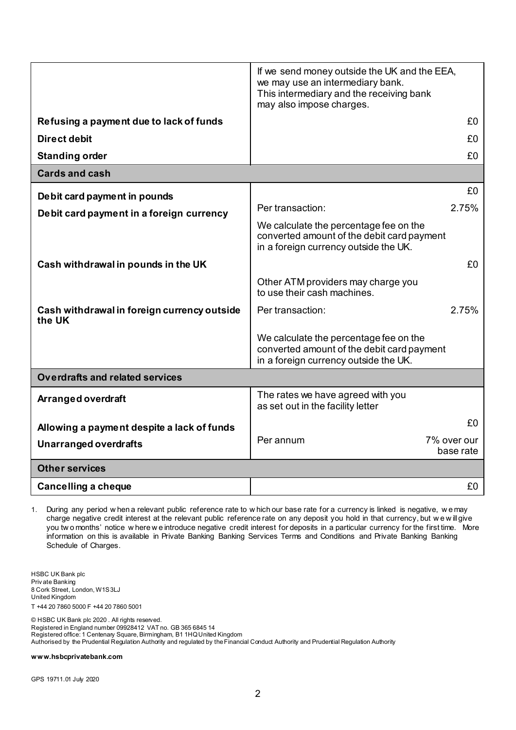| | | |
|---|---|---|
| | If we send money outside the UK and the EEA, we may use an intermediary bank. This intermediary and the receiving bank may also impose charges. | |
| **Refusing a payment due to lack of funds** | | £0 |
| **Direct debit** | | £0 |
| **Standing order** | | £0 |
| **Cards and cash** | | |
| **Debit card payment in pounds** | | £0 |
| **Debit card payment in a foreign currency** | Per transaction: | 2.75% |
| | We calculate the percentage fee on the converted amount of the debit card payment in a foreign currency outside the UK. | |
| **Cash withdrawal in pounds in the UK** | | £0 |
| | Other ATM providers may charge you to use their cash machines. | |
| **Cash withdrawal in foreign currency outside the UK** | Per transaction: | 2.75% |
| | We calculate the percentage fee on the converted amount of the debit card payment in a foreign currency outside the UK. | |
| **Overdrafts and related services** | | |
| **Arranged overdraft** | The rates we have agreed with you as set out in the facility letter | |
| **Allowing a payment despite a lack of funds** | | £0 |
| **Unarranged overdrafts** | Per annum | 7% over our base rate |
| **Other services** | | |
| **Cancelling a cheque** | | £0 |

1. During any period when a relevant public reference rate to which our base rate for a currency is linked is negative, we may charge negative credit interest at the relevant public reference rate on any deposit you hold in that currency, but we will give you two months' notice where we introduce negative credit interest for deposits in a particular currency for the first time. More information on this is available in Private Banking Banking Services Terms and Conditions and Private Banking Banking Schedule of Charges.

HSBC UK Bank plc
Private Banking
8 Cork Street, London, W1S 3LJ
United Kingdom
T +44 20 7860 5000 F +44 20 7860 5001

© HSBC UK Bank plc 2020 . All rights reserved.
Registered in England number 09928412 VAT no. GB 365 6845 14
Registered office: 1 Centenary Square, Birmingham, B1 1HQ United Kingdom
Authorised by the Prudential Regulation Authority and regulated by the Financial Conduct Authority and Prudential Regulation Authority

**www.hsbcprivatebank.com**

GPS 19711.01 July 2020